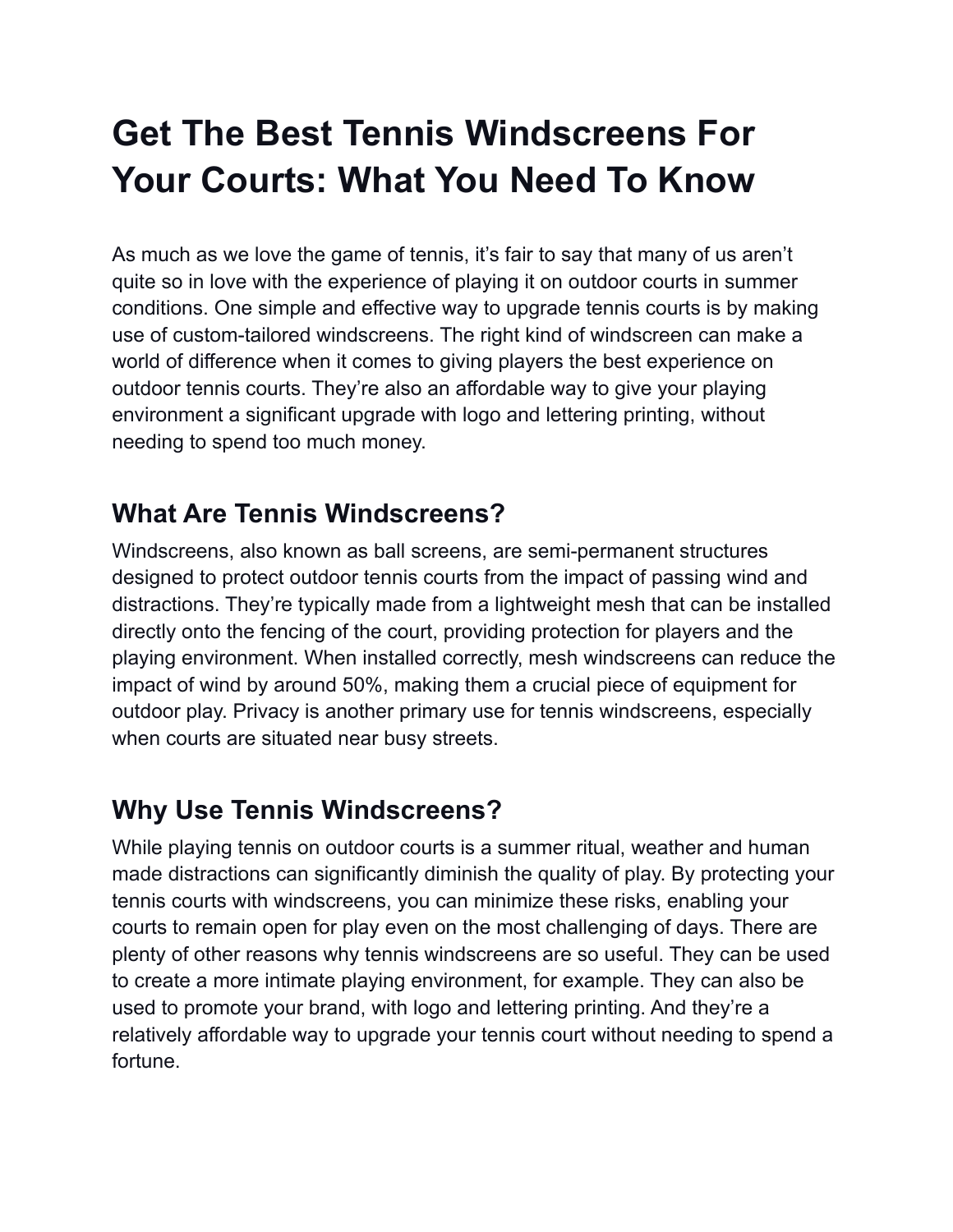# Get The Best Tennis Windscreens For Your Courts: What You Need To Know

As much as we love the game of tennis, it's fair to say that many of us aren't quite so in love with the experience of playing it on outdoor courts in summer conditions. One simple and effective way to upgrade tennis courts is by making use of custom-tailored windscreens. The right kind of windscreen can make a world of difference when it comes to giving players the best experience on outdoor tennis courts. They're also an affordable way to give your playing environment a significant upgrade with logo and lettering printing, without needing to spend too much money.

## What Are Tennis Windscreens?

Windscreens, also known as ball screens, are semi-permanent structures designed to protect outdoor tennis courts from the impact of passing wind and distractions. They're typically made from a lightweight mesh that can be installed directly onto the fencing of the court, providing protection for players and the playing environment. When installed correctly, mesh windscreens can reduce the impact of wind by around 50%, making them a crucial piece of equipment for outdoor play. Privacy is another primary use for tennis windscreens, especially when courts are situated near busy streets.

## Why Use Tennis Windscreens?

While playing tennis on outdoor courts is a summer ritual, weather and human made distractions can significantly diminish the quality of play. By protecting your tennis courts with windscreens, you can minimize these risks, enabling your courts to remain open for play even on the most challenging of days. There are plenty of other reasons why tennis windscreens are so useful. They can be used to create a more intimate playing environment, for example. They can also be used to promote your brand, with logo and lettering printing. And they're a relatively affordable way to upgrade your tennis court without needing to spend a fortune.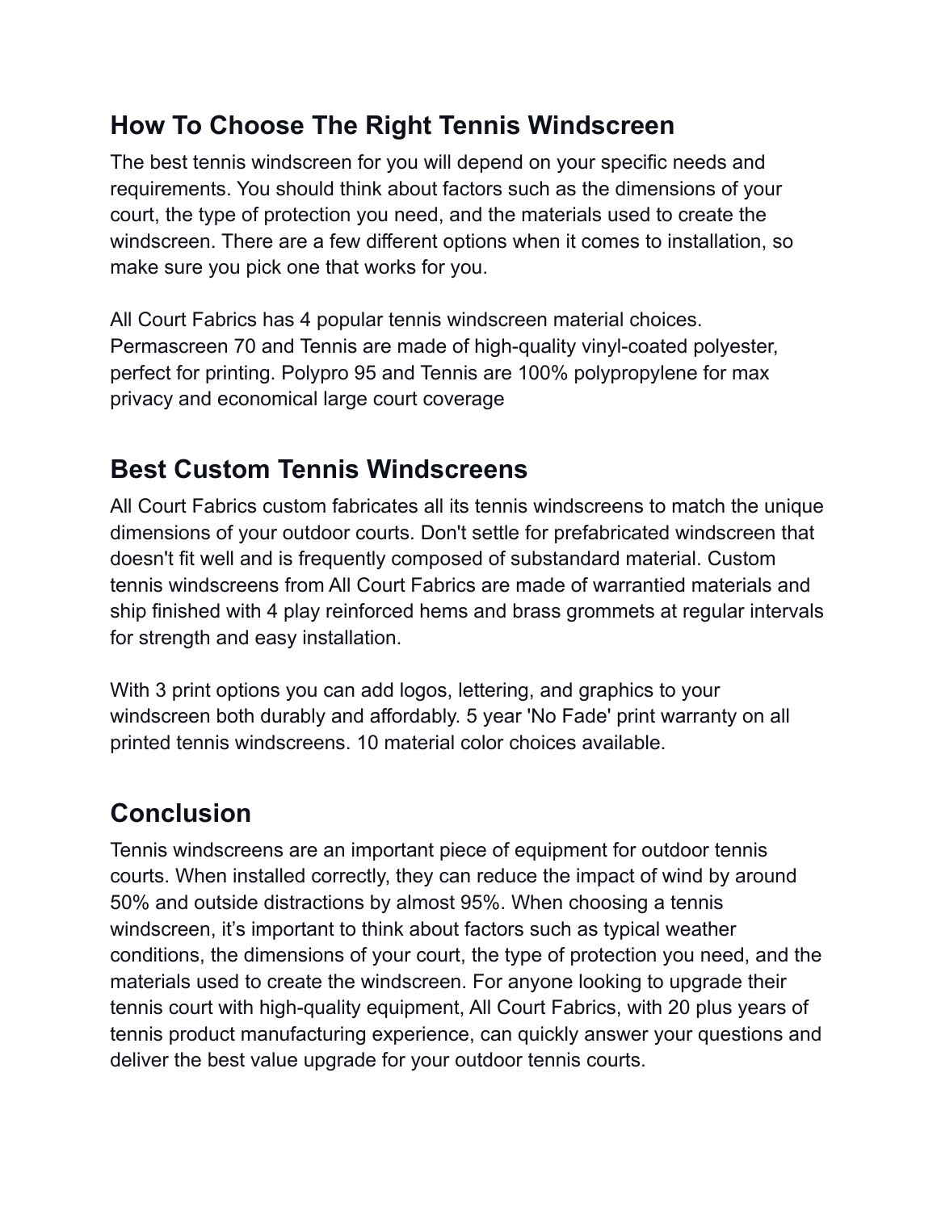## How To Choose The Right Tennis Windscreen

The best tennis windscreen for you will depend on your specific needs and requirements. You should think about factors such as the dimensions of your court, the type of protection you need, and the materials used to create the windscreen. There are a few different options when it comes to installation, so make sure you pick one that works for you.

All Court Fabrics has 4 popular tennis windscreen material choices. Permascreen 70 and Tennis are made of high-quality vinyl-coated polyester, perfect for printing. Polypro 95 and Tennis are 100% polypropylene for max privacy and economical large court coverage

## Best Custom Tennis Windscreens

All Court Fabrics custom fabricates all its tennis windscreens to match the unique dimensions of your outdoor courts. Don't settle for prefabricated windscreen that doesn't fit well and is frequently composed of substandard material. Custom tennis windscreens from All Court Fabrics are made of warrantied materials and ship finished with 4 play reinforced hems and brass grommets at regular intervals for strength and easy installation.

With 3 print options you can add logos, lettering, and graphics to your windscreen both durably and affordably. 5 year 'No Fade' print warranty on all printed tennis windscreens. 10 material color choices available.

## Conclusion

Tennis windscreens are an important piece of equipment for outdoor tennis courts. When installed correctly, they can reduce the impact of wind by around 50% and outside distractions by almost 95%. When choosing a tennis windscreen, it's important to think about factors such as typical weather conditions, the dimensions of your court, the type of protection you need, and the materials used to create the windscreen. For anyone looking to upgrade their tennis court with high-quality equipment, All Court Fabrics, with 20 plus years of tennis product manufacturing experience, can quickly answer your questions and deliver the best value upgrade for your outdoor tennis courts.